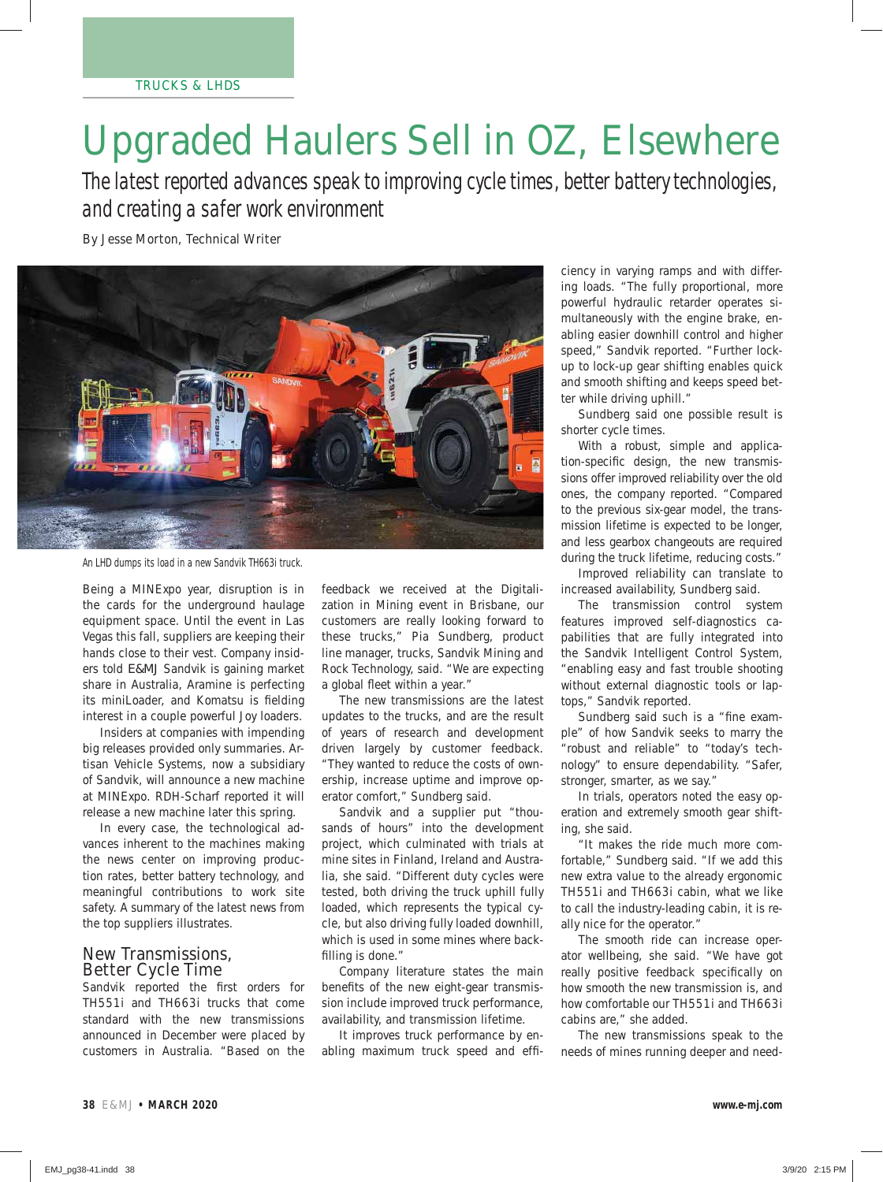TRUCKS & LHDS

# Upgraded Haulers Sell in OZ, Elsewhere

*The latest reported advances speak to improving cycle times, better battery technologies, and creating a safer work environment*

By Jesse Morton, Technical Writer

*An LHD dumps its load in a new Sandvik TH663i truck.*

Being a MINExpo year, disruption is in the cards for the underground haulage equipment space. Until the event in Las Vegas this fall, suppliers are keeping their hands close to their vest. Company insiders told E&MJ Sandvik is gaining market share in Australia, Aramine is perfecting its miniLoader, and Komatsu is fielding interest in a couple powerful Joy loaders.

Insiders at companies with impending big releases provided only summaries. Artisan Vehicle Systems, now a subsidiary of Sandvik, will announce a new machine at MINExpo. RDH-Scharf reported it will release a new machine later this spring.

In every case, the technological advances inherent to the machines making the news center on improving production rates, better battery technology, and meaningful contributions to work site safety. A summary of the latest news from the top suppliers illustrates.

## New Transmissions, Better Cycle Time

Sandvik reported the first orders for TH551i and TH663i trucks that come standard with the new transmissions announced in December were placed by customers in Australia. "Based on the feedback we received at the Digitalization in Mining event in Brisbane, our customers are really looking forward to these trucks," Pia Sundberg, product line manager, trucks, Sandvik Mining and Rock Technology, said. "We are expecting a global fleet within a year."

The new transmissions are the latest updates to the trucks, and are the result of years of research and development driven largely by customer feedback. "They wanted to reduce the costs of ownership, increase uptime and improve operator comfort," Sundberg said.

Sandvik and a supplier put "thousands of hours" into the development project, which culminated with trials at mine sites in Finland, Ireland and Australia, she said. "Different duty cycles were tested, both driving the truck uphill fully loaded, which represents the typical cycle, but also driving fully loaded downhill, which is used in some mines where backfilling is done."

Company literature states the main benefits of the new eight-gear transmission include improved truck performance, availability, and transmission lifetime.

It improves truck performance by enabling maximum truck speed and efficiency in varying ramps and with differing loads. "The fully proportional, more powerful hydraulic retarder operates simultaneously with the engine brake, enabling easier downhill control and higher speed," Sandvik reported. "Further lock-up to lock-up gear shifting enables quick and smooth shifting and keeps speed better while driving uphill."

Sundberg said one possible result is shorter cycle times.

With a robust, simple and application-specific design, the new transmissions offer improved reliability over the old ones, the company reported. "Compared to the previous six-gear model, the transmission lifetime is expected to be longer, and less gearbox changeouts are required during the truck lifetime, reducing costs."

Improved reliability can translate to increased availability, Sundberg said.

The transmission control system features improved self-diagnostics capabilities that are fully integrated into the Sandvik Intelligent Control System, "enabling easy and fast trouble shooting without external diagnostic tools or laptops," Sandvik reported.

Sundberg said such is a "fine example" of how Sandvik seeks to marry the "robust and reliable" to "today's technology" to ensure dependability. "Safer, stronger, smarter, as we say."

In trials, operators noted the easy operation and extremely smooth gear shifting, she said.

"It makes the ride much more comfortable," Sundberg said. "If we add this new extra value to the already ergonomic TH551i and TH663i cabin, what we like to call the industry-leading cabin, it is really nice for the operator."

The smooth ride can increase operator wellbeing, she said. "We have got really positive feedback specifically on how smooth the new transmission is, and how comfortable our TH551i and TH663i cabins are," she added.

The new transmissions speak to the needs of mines running deeper and need-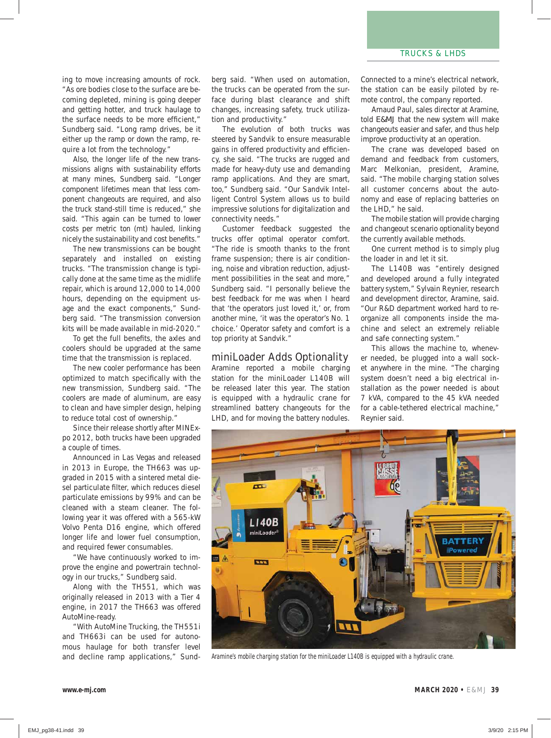ing to move increasing amounts of rock. "As ore bodies close to the surface are becoming depleted, mining is going deeper and getting hotter, and truck haulage to the surface needs to be more efficient," Sundberg said. "Long ramp drives, be it either up the ramp or down the ramp, require a lot from the technology."

Also, the longer life of the new transmissions aligns with sustainability efforts at many mines, Sundberg said. "Longer component lifetimes mean that less component changeouts are required, and also the truck stand-still time is reduced," she said. "This again can be turned to lower costs per metric ton (mt) hauled, linking nicely the sustainability and cost benefits."

The new transmissions can be bought separately and installed on existing trucks. "The transmission change is typically done at the same time as the midlife repair, which is around 12,000 to 14,000 hours, depending on the equipment usage and the exact components," Sundberg said. "The transmission conversion kits will be made available in mid-2020."

To get the full benefits, the axles and coolers should be upgraded at the same time that the transmission is replaced.

The new cooler performance has been optimized to match specifically with the new transmission, Sundberg said. "The coolers are made of aluminum, are easy to clean and have simpler design, helping to reduce total cost of ownership."

Since their release shortly after MINExpo 2012, both trucks have been upgraded a couple of times.

Announced in Las Vegas and released in 2013 in Europe, the TH663 was upgraded in 2015 with a sintered metal diesel particulate filter, which reduces diesel particulate emissions by 99% and can be cleaned with a steam cleaner. The following year it was offered with a 565-kW Volvo Penta D16 engine, which offered longer life and lower fuel consumption, and required fewer consumables.

"We have continuously worked to improve the engine and powertrain technology in our trucks," Sundberg said.

Along with the TH551, which was originally released in 2013 with a Tier 4 engine, in 2017 the TH663 was offered AutoMine-ready.

"With AutoMine Trucking, the TH551i and TH663i can be used for autonomous haulage for both transfer level and decline ramp applications," Sundberg said. "When used on automation, the trucks can be operated from the surface during blast clearance and shift changes, increasing safety, truck utilization and productivity."

The evolution of both trucks was steered by Sandvik to ensure measurable gains in offered productivity and efficiency, she said. "The trucks are rugged and made for heavy-duty use and demanding ramp applications. And they are smart, too," Sundberg said. "Our Sandvik Intelligent Control System allows us to build impressive solutions for digitalization and connectivity needs."

Customer feedback suggested the trucks offer optimal operator comfort. "The ride is smooth thanks to the front frame suspension; there is air conditioning, noise and vibration reduction, adjustment possibilities in the seat and more," Sundberg said. "I personally believe the best feedback for me was when I heard that 'the operators just loved it,' or, from another mine, 'it was the operator's No. 1 choice.' Operator safety and comfort is a top priority at Sandvik."

## miniLoader Adds Optionality

Aramine reported a mobile charging station for the miniLoader L140B will be released later this year. The station is equipped with a hydraulic crane for streamlined battery changeouts for the LHD, and for moving the battery nodules. Connected to a mine's electrical network, the station can be easily piloted by remote control, the company reported.

Arnaud Paul, sales director at Aramine, told *E&MJ* that the new system will make changeouts easier and safer, and thus help improve productivity at an operation.

The crane was developed based on demand and feedback from customers, Marc Melkonian, president, Aramine, said. "The mobile charging station solves all customer concerns about the autonomy and ease of replacing batteries on the LHD," he said.

The mobile station will provide charging and changeout scenario optionality beyond the currently available methods.

One current method is to simply plug the loader in and let it sit.

The L140B was "entirely designed and developed around a fully integrated battery system," Sylvain Reynier, research and development director, Aramine, said. "Our R&D department worked hard to reorganize all components inside the machine and select an extremely reliable and safe connecting system."

This allows the machine to, whenever needed, be plugged into a wall socket anywhere in the mine. "The charging system doesn't need a big electrical installation as the power needed is about 7 kVA, compared to the 45 kVA needed for a cable-tethered electrical machine," Reynier said.

*Aramine's mobile charging station for the miniLoader L140B is equipped with a hydraulic crane.*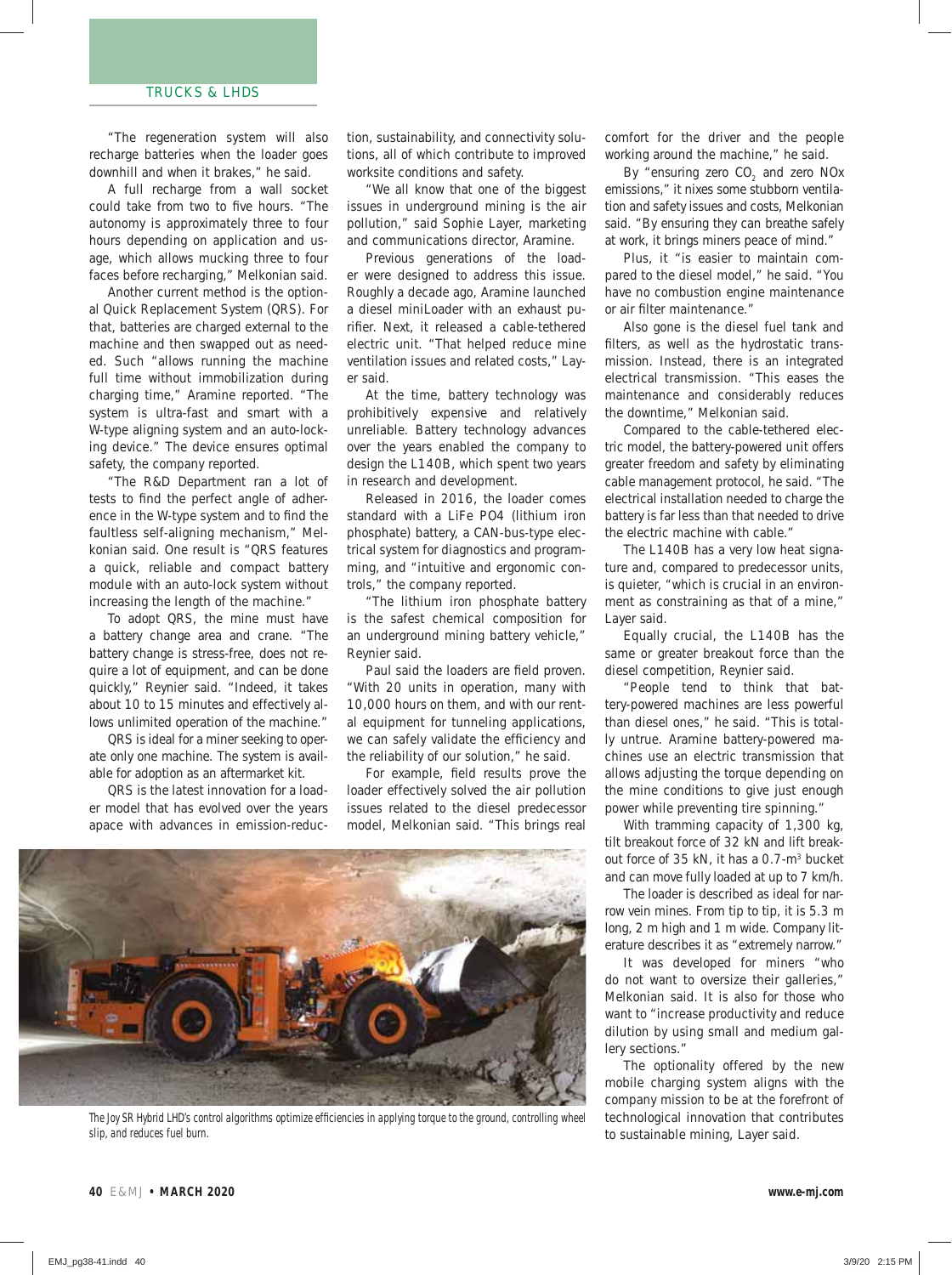"The regeneration system will also recharge batteries when the loader goes downhill and when it brakes," he said.

A full recharge from a wall socket could take from two to five hours. "The autonomy is approximately three to four hours depending on application and usage, which allows mucking three to four faces before recharging," Melkonian said.

Another current method is the optional Quick Replacement System (QRS). For that, batteries are charged external to the machine and then swapped out as needed. Such "allows running the machine full time without immobilization during charging time," Aramine reported. "The system is ultra-fast and smart with a W-type aligning system and an auto-locking device." The device ensures optimal safety, the company reported.

"The R&D Department ran a lot of tests to find the perfect angle of adherence in the W-type system and to find the faultless self-aligning mechanism," Melkonian said. One result is "QRS features a quick, reliable and compact battery module with an auto-lock system without increasing the length of the machine."

To adopt QRS, the mine must have a battery change area and crane. "The battery change is stress-free, does not require a lot of equipment, and can be done quickly," Reynier said. "Indeed, it takes about 10 to 15 minutes and effectively allows unlimited operation of the machine."

QRS is ideal for a miner seeking to operate only one machine. The system is available for adoption as an aftermarket kit.

QRS is the latest innovation for a loader model that has evolved over the years apace with advances in emission-reduction, sustainability, and connectivity solutions, all of which contribute to improved worksite conditions and safety.

"We all know that one of the biggest issues in underground mining is the air pollution," said Sophie Layer, marketing and communications director, Aramine.

Previous generations of the loader were designed to address this issue. Roughly a decade ago, Aramine launched a diesel miniLoader with an exhaust purifier. Next, it released a cable-tethered electric unit. "That helped reduce mine ventilation issues and related costs," Layer said.

At the time, battery technology was prohibitively expensive and relatively unreliable. Battery technology advances over the years enabled the company to design the L140B, which spent two years in research and development.

Released in 2016, the loader comes standard with a LiFe PO4 (lithium iron phosphate) battery, a CAN-bus-type electrical system for diagnostics and programming, and "intuitive and ergonomic controls," the company reported.

"The lithium iron phosphate battery is the safest chemical composition for an underground mining battery vehicle," Reynier said.

Paul said the loaders are field proven. "With 20 units in operation, many with 10,000 hours on them, and with our rental equipment for tunneling applications, we can safely validate the efficiency and the reliability of our solution," he said.

For example, field results prove the loader effectively solved the air pollution issues related to the diesel predecessor model, Melkonian said. "This brings real comfort for the driver and the people working around the machine," he said.

By "ensuring zero $CO_2$ and zero NOx emissions," it nixes some stubborn ventilation and safety issues and costs, Melkonian said. "By ensuring they can breathe safely at work, it brings miners peace of mind."

Plus, it "is easier to maintain compared to the diesel model," he said. "You have no combustion engine maintenance or air filter maintenance."

Also gone is the diesel fuel tank and filters, as well as the hydrostatic transmission. Instead, there is an integrated electrical transmission. "This eases the maintenance and considerably reduces the downtime," Melkonian said.

Compared to the cable-tethered electric model, the battery-powered unit offers greater freedom and safety by eliminating cable management protocol, he said. "The electrical installation needed to charge the battery is far less than that needed to drive the electric machine with cable."

The L140B has a very low heat signature and, compared to predecessor units, is quieter, "which is crucial in an environment as constraining as that of a mine," Layer said.

Equally crucial, the L140B has the same or greater breakout force than the diesel competition, Reynier said.

"People tend to think that battery-powered machines are less powerful than diesel ones," he said. "This is totally untrue. Aramine battery-powered machines use an electric transmission that allows adjusting the torque depending on the mine conditions to give just enough power while preventing tire spinning."

With tramming capacity of 1,300 kg, tilt breakout force of 32 kN and lift breakout force of 35 kN, it has a 0.7-$m^3$ bucket and can move fully loaded at up to 7 km/h.

The loader is described as ideal for narrow vein mines. From tip to tip, it is 5.3 m long, 2 m high and 1 m wide. Company literature describes it as "extremely narrow."

It was developed for miners "who do not want to oversize their galleries," Melkonian said. It is also for those who want to "increase productivity and reduce dilution by using small and medium gallery sections."

The optionality offered by the new mobile charging system aligns with the company mission to be at the forefront of technological innovation that contributes to sustainable mining, Layer said.

*The Joy SR Hybrid LHD's control algorithms optimize efficiencies in applying torque to the ground, controlling wheel slip, and reduces fuel burn.*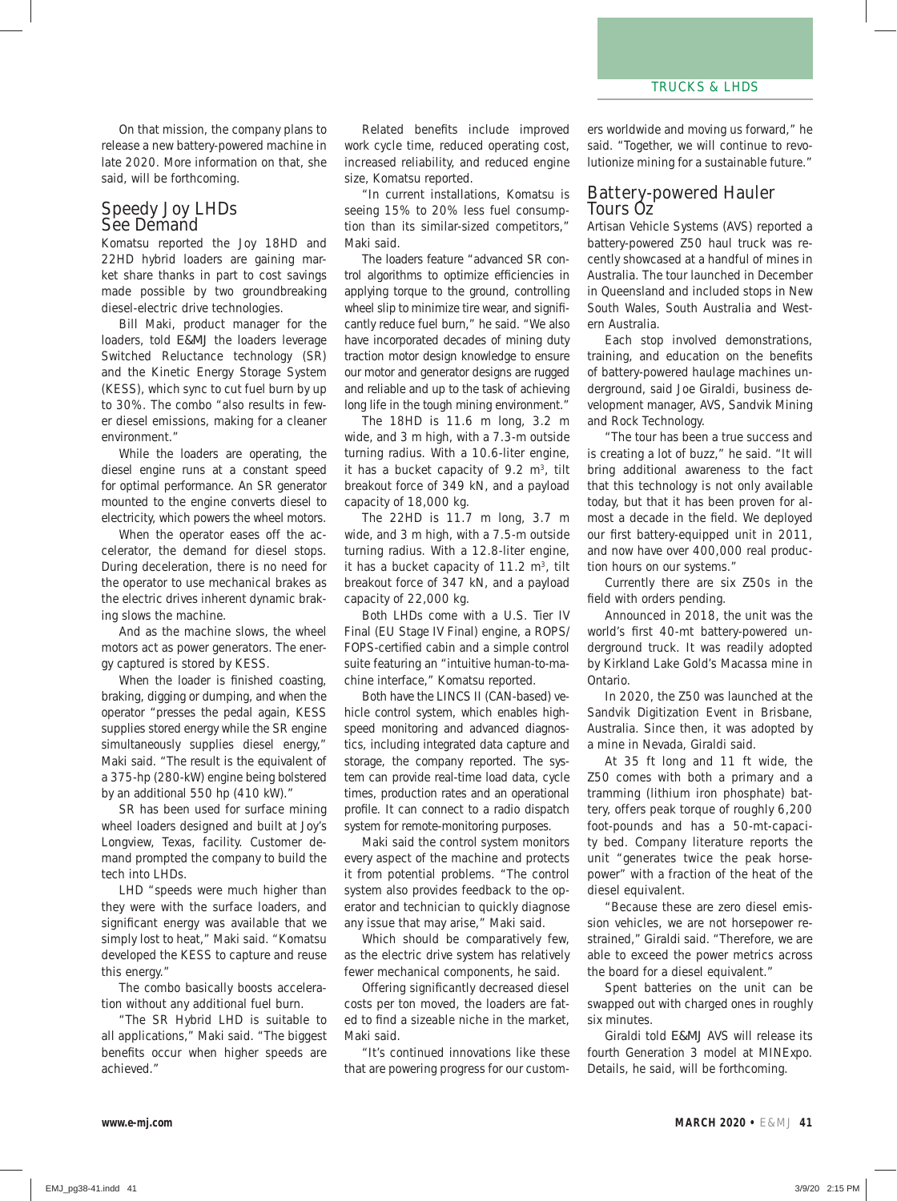On that mission, the company plans to release a new battery-powered machine in late 2020. More information on that, she said, will be forthcoming.

## Speedy Joy LHDs See Demand

Komatsu reported the Joy 18HD and 22HD hybrid loaders are gaining market share thanks in part to cost savings made possible by two groundbreaking diesel-electric drive technologies.

Bill Maki, product manager for the loaders, told *E&MJ* the loaders leverage Switched Reluctance technology (SR) and the Kinetic Energy Storage System (KESS), which sync to cut fuel burn by up to 30%. The combo "also results in fewer diesel emissions, making for a cleaner environment."

While the loaders are operating, the diesel engine runs at a constant speed for optimal performance. An SR generator mounted to the engine converts diesel to electricity, which powers the wheel motors.

When the operator eases off the accelerator, the demand for diesel stops. During deceleration, there is no need for the operator to use mechanical brakes as the electric drives inherent dynamic braking slows the machine.

And as the machine slows, the wheel motors act as power generators. The energy captured is stored by KESS.

When the loader is finished coasting, braking, digging or dumping, and when the operator "presses the pedal again, KESS supplies stored energy while the SR engine simultaneously supplies diesel energy," Maki said. "The result is the equivalent of a 375-hp (280-kW) engine being bolstered by an additional 550 hp (410 kW)."

SR has been used for surface mining wheel loaders designed and built at Joy's Longview, Texas, facility. Customer demand prompted the company to build the tech into LHDs.

LHD "speeds were much higher than they were with the surface loaders, and significant energy was available that we simply lost to heat," Maki said. "Komatsu developed the KESS to capture and reuse this energy."

The combo basically boosts acceleration without any additional fuel burn.

"The SR Hybrid LHD is suitable to all applications," Maki said. "The biggest benefits occur when higher speeds are achieved."

Related benefits include improved work cycle time, reduced operating cost, increased reliability, and reduced engine size, Komatsu reported.

"In current installations, Komatsu is seeing 15% to 20% less fuel consumption than its similar-sized competitors," Maki said.

The loaders feature "advanced SR control algorithms to optimize efficiencies in applying torque to the ground, controlling wheel slip to minimize tire wear, and significantly reduce fuel burn," he said. "We also have incorporated decades of mining duty traction motor design knowledge to ensure our motor and generator designs are rugged and reliable and up to the task of achieving long life in the tough mining environment."

The 18HD is 11.6 m long, 3.2 m wide, and 3 m high, with a 7.3-m outside turning radius. With a 10.6-liter engine, it has a bucket capacity of 9.2 $m^3$, tilt breakout force of 349 kN, and a payload capacity of 18,000 kg.

The 22HD is 11.7 m long, 3.7 m wide, and 3 m high, with a 7.5-m outside turning radius. With a 12.8-liter engine, it has a bucket capacity of 11.2 $m^3$, tilt breakout force of 347 kN, and a payload capacity of 22,000 kg.

Both LHDs come with a U.S. Tier IV Final (EU Stage IV Final) engine, a ROPS/FOPS-certified cabin and a simple control suite featuring an "intuitive human-to-machine interface," Komatsu reported.

Both have the LINCS II (CAN-based) vehicle control system, which enables high-speed monitoring and advanced diagnostics, including integrated data capture and storage, the company reported. The system can provide real-time load data, cycle times, production rates and an operational profile. It can connect to a radio dispatch system for remote-monitoring purposes.

Maki said the control system monitors every aspect of the machine and protects it from potential problems. "The control system also provides feedback to the operator and technician to quickly diagnose any issue that may arise," Maki said.

Which should be comparatively few, as the electric drive system has relatively fewer mechanical components, he said.

Offering significantly decreased diesel costs per ton moved, the loaders are fated to find a sizeable niche in the market, Maki said.

"It's continued innovations like these that are powering progress for our customers worldwide and moving us forward," he said. "Together, we will continue to revolutionize mining for a sustainable future."

## Battery-powered Hauler Tours Oz

Artisan Vehicle Systems (AVS) reported a battery-powered Z50 haul truck was recently showcased at a handful of mines in Australia. The tour launched in December in Queensland and included stops in New South Wales, South Australia and Western Australia.

Each stop involved demonstrations, training, and education on the benefits of battery-powered haulage machines underground, said Joe Giraldi, business development manager, AVS, Sandvik Mining and Rock Technology.

"The tour has been a true success and is creating a lot of buzz," he said. "It will bring additional awareness to the fact that this technology is not only available today, but that it has been proven for almost a decade in the field. We deployed our first battery-equipped unit in 2011, and now have over 400,000 real production hours on our systems."

Currently there are six Z50s in the field with orders pending.

Announced in 2018, the unit was the world's first 40-mt battery-powered underground truck. It was readily adopted by Kirkland Lake Gold's Macassa mine in Ontario.

In 2020, the Z50 was launched at the Sandvik Digitization Event in Brisbane, Australia. Since then, it was adopted by a mine in Nevada, Giraldi said.

At 35 ft long and 11 ft wide, the Z50 comes with both a primary and a tramming (lithium iron phosphate) battery, offers peak torque of roughly 6,200 foot-pounds and has a 50-mt-capacity bed. Company literature reports the unit "generates twice the peak horsepower" with a fraction of the heat of the diesel equivalent.

"Because these are zero diesel emission vehicles, we are not horsepower restrained," Giraldi said. "Therefore, we are able to exceed the power metrics across the board for a diesel equivalent."

Spent batteries on the unit can be swapped out with charged ones in roughly six minutes.

Giraldi told *E&MJ* AVS will release its fourth Generation 3 model at MINExpo. Details, he said, will be forthcoming.